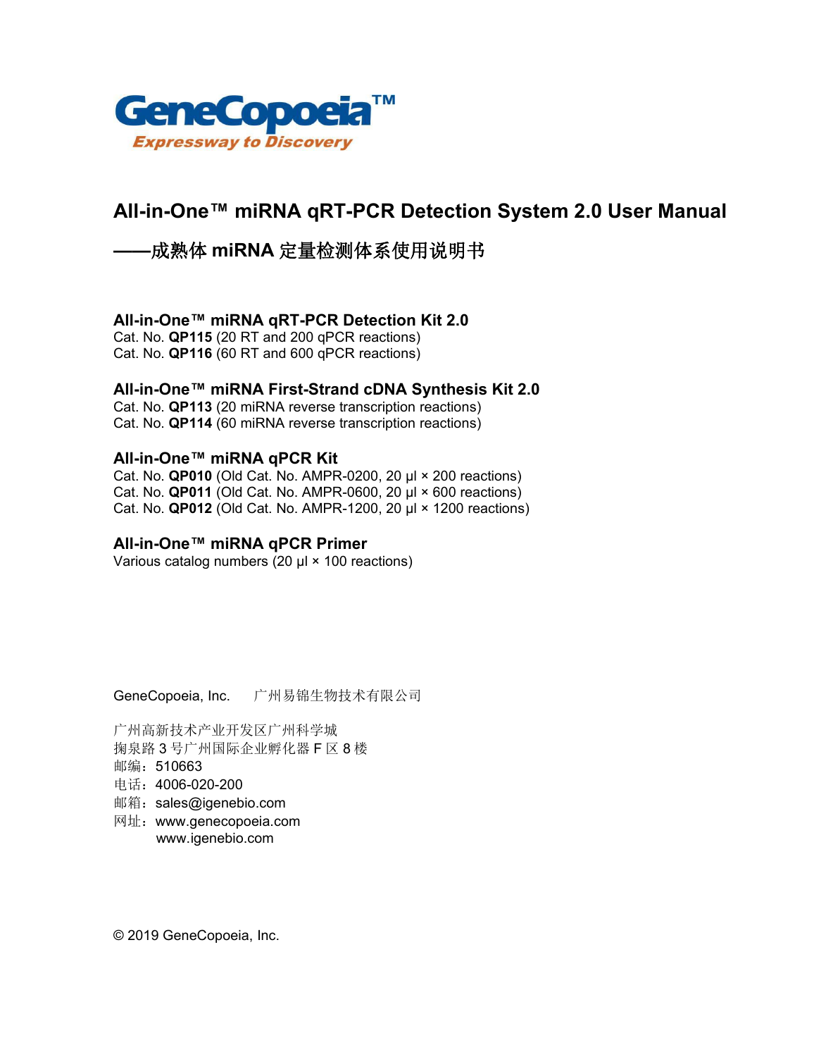GeneCopoeia™

Expressway to Discovery

# All-in-One™ miRNA qRT-PCR Detection System 2.0 User Manual

## ——成熟体 miRNA 定量检测体系使用说明书

### All-in-One™ miRNA qRT-PCR Detection Kit 2.0

Cat. No. **QP115** (20 RT and 200 qPCR reactions)
Cat. No. **QP116** (60 RT and 600 qPCR reactions)

### All-in-One™ miRNA First-Strand cDNA Synthesis Kit 2.0

Cat. No. **QP113** (20 miRNA reverse transcription reactions)
Cat. No. **QP114** (60 miRNA reverse transcription reactions)

### All-in-One™ miRNA qPCR Kit

Cat. No. **QP010** (Old Cat. No. AMPR-0200, 20 µl × 200 reactions)
Cat. No. **QP011** (Old Cat. No. AMPR-0600, 20 µl × 600 reactions)
Cat. No. **QP012** (Old Cat. No. AMPR-1200, 20 µl × 1200 reactions)

### All-in-One™ miRNA qPCR Primer

Various catalog numbers (20 µl × 100 reactions)

GeneCopoeia, Inc.　　广州易锦生物技术有限公司

广州高新技术产业开发区广州科学城
掬泉路 3 号广州国际企业孵化器 F 区 8 楼
邮编：510663
电话：4006-020-200
邮箱：sales@igenebio.com
网址：www.genecopoeia.com
　　　www.igenebio.com

© 2019 GeneCopoeia, Inc.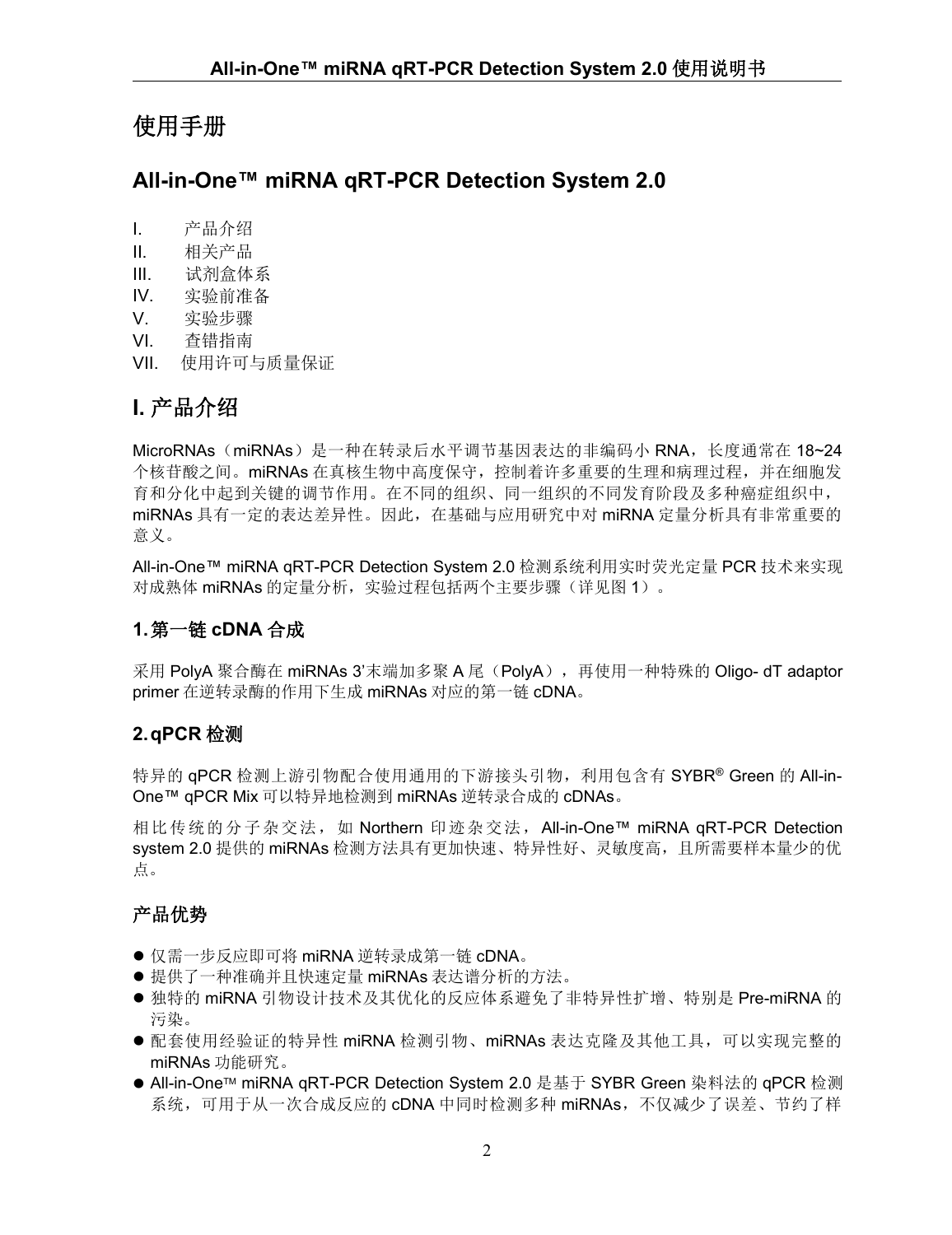# 使用手册

## All-in-One™ miRNA qRT-PCR Detection System 2.0

I. 产品介绍
II. 相关产品
III. 试剂盒体系
IV. 实验前准备
V. 实验步骤
VI. 查错指南
VII. 使用许可与质量保证

## I. 产品介绍

MicroRNAs（miRNAs）是一种在转录后水平调节基因表达的非编码小 RNA，长度通常在 18~24 个核苷酸之间。miRNAs 在真核生物中高度保守，控制着许多重要的生理和病理过程，并在细胞发育和分化中起到关键的调节作用。在不同的组织、同一组织的不同发育阶段及多种癌症组织中，miRNAs 具有一定的表达差异性。因此，在基础与应用研究中对 miRNA 定量分析具有非常重要的意义。

All-in-One™ miRNA qRT-PCR Detection System 2.0 检测系统利用实时荧光定量 PCR 技术来实现对成熟体 miRNAs 的定量分析，实验过程包括两个主要步骤（详见图 1）。

### 1. 第一链 cDNA 合成

采用 PolyA 聚合酶在 miRNAs 3'末端加多聚 A 尾（PolyA），再使用一种特殊的 Oligo- dT adaptor primer 在逆转录酶的作用下生成 miRNAs 对应的第一链 cDNA。

### 2. qPCR 检测

特异的 qPCR 检测上游引物配合使用通用的下游接头引物，利用包含有 SYBR® Green 的 All-in-One™ qPCR Mix 可以特异地检测到 miRNAs 逆转录合成的 cDNAs。

相比传统的分子杂交法，如 Northern 印迹杂交法，All-in-One™ miRNA qRT-PCR Detection system 2.0 提供的 miRNAs 检测方法具有更加快速、特异性好、灵敏度高，且所需要样本量少的优点。

### 产品优势

- 仅需一步反应即可将 miRNA 逆转录成第一链 cDNA。
- 提供了一种准确并且快速定量 miRNAs 表达谱分析的方法。
- 独特的 miRNA 引物设计技术及其优化的反应体系避免了非特异性扩增、特别是 Pre-miRNA 的污染。
- 配套使用经验证的特异性 miRNA 检测引物、miRNAs 表达克隆及其他工具，可以实现完整的 miRNAs 功能研究。
- All-in-One™ miRNA qRT-PCR Detection System 2.0 是基于 SYBR Green 染料法的 qPCR 检测系统，可用于从一次合成反应的 cDNA 中同时检测多种 miRNAs，不仅减少了误差、节约了样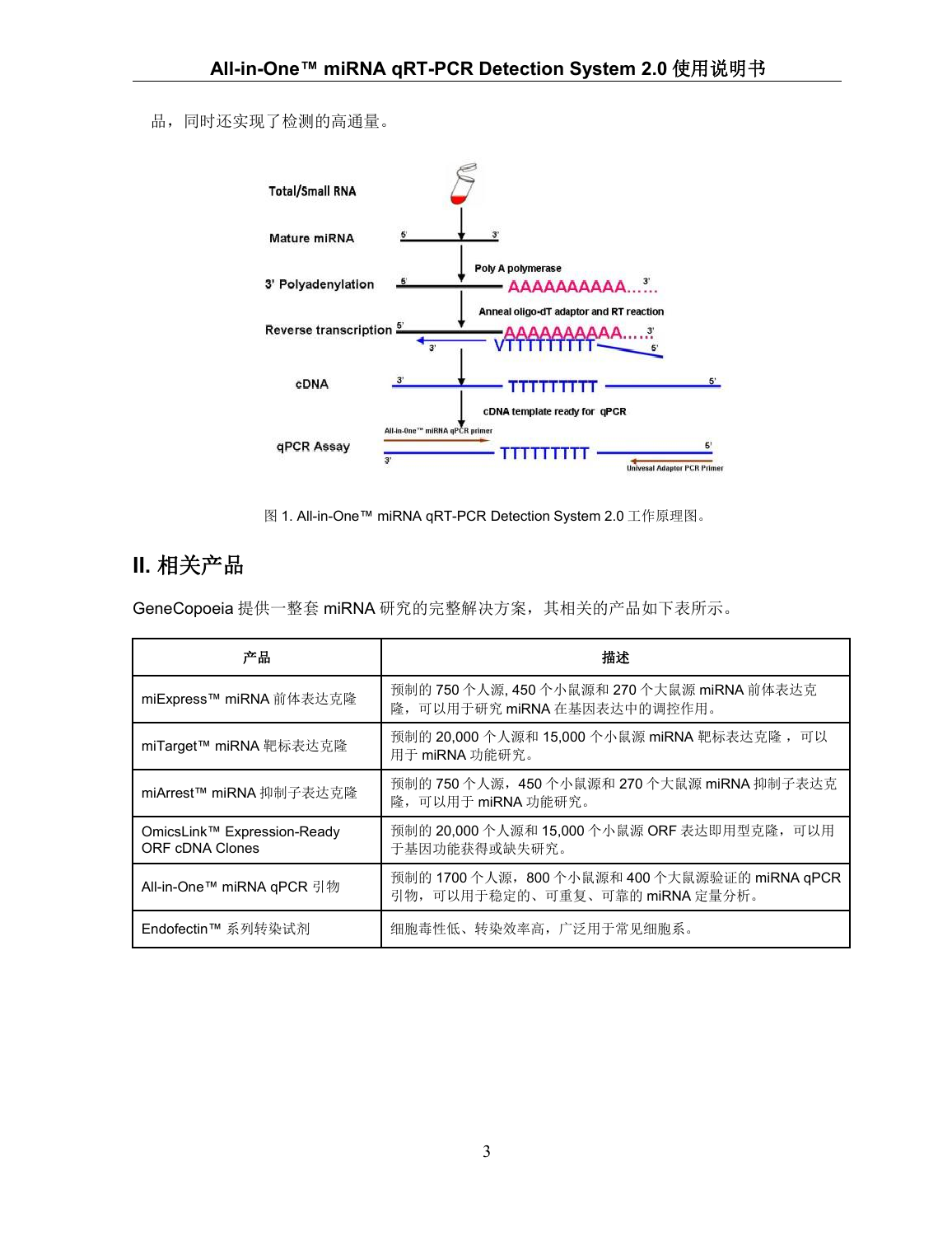品，同时还实现了检测的高通量。

Total/Small RNA

Mature miRNA

5' 3'

Poly A polymerase

3' Polyadenylation

5' AAAAAAAAAA…… 3'

Anneal oligo-dT adaptor and RT reaction

Reverse transcription

5' AAAAAAAAAA…… 3'

3' TTTTTTTTT 5'

cDNA

3' TTTTTTTTT 5'

cDNA template ready for qPCR

All-in-One™ miRNA qPCR primer

qPCR Assay

3' TTTTTTTTT 5'

Univesal Adaptor PCR Primer

图 1. All-in-One™ miRNA qRT-PCR Detection System 2.0 工作原理图。

## II. 相关产品

GeneCopoeia 提供一整套 miRNA 研究的完整解决方案，其相关的产品如下表所示。

| 产品 | 描述 |
| --- | --- |
| miExpress™ miRNA 前体表达克隆 | 预制的 750 个人源, 450 个小鼠源和 270 个大鼠源 miRNA 前体表达克隆，可以用于研究 miRNA 在基因表达中的调控作用。 |
| miTarget™ miRNA 靶标表达克隆 | 预制的 20,000 个人源和 15,000 个小鼠源 miRNA 靶标表达克隆，可以用于 miRNA 功能研究。 |
| miArrest™ miRNA 抑制子表达克隆 | 预制的 750 个人源，450 个小鼠源和 270 个大鼠源 miRNA 抑制子表达克隆，可以用于 miRNA 功能研究。 |
| OmicsLink™ Expression-Ready ORF cDNA Clones | 预制的 20,000 个人源和 15,000 个小鼠源 ORF 表达即用型克隆，可以用于基因功能获得或缺失研究。 |
| All-in-One™ miRNA qPCR 引物 | 预制的 1700 个人源，800 个小鼠源和 400 个大鼠源验证的 miRNA qPCR 引物，可以用于稳定的、可重复、可靠的 miRNA 定量分析。 |
| Endofectin™ 系列转染试剂 | 细胞毒性低、转染效率高，广泛用于常见细胞系。 |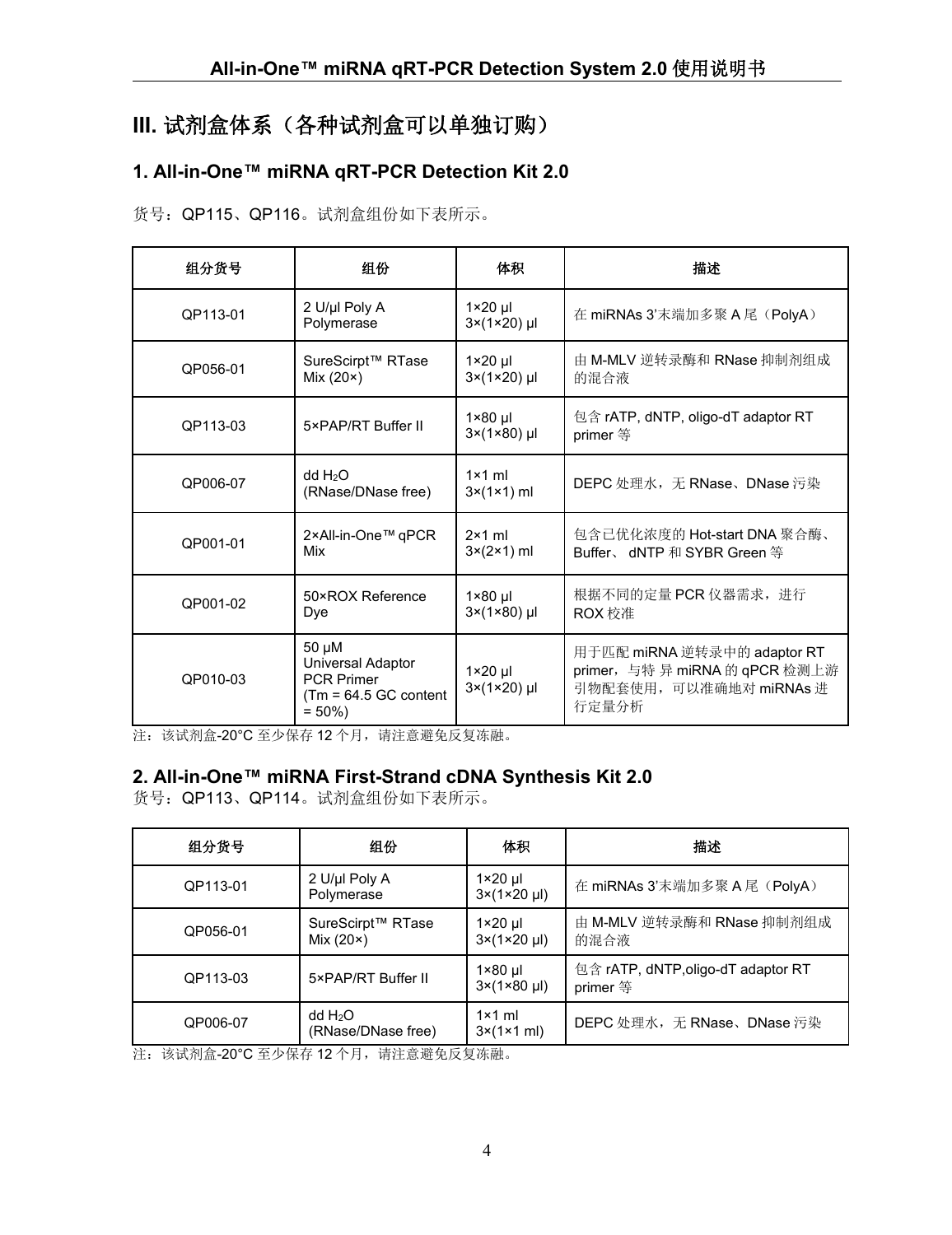## III. 试剂盒体系（各种试剂盒可以单独订购）

### 1. All-in-One™ miRNA qRT-PCR Detection Kit 2.0

货号：QP115、QP116。试剂盒组份如下表所示。

| 组分货号 | 组份 | 体积 | 描述 |
|---|---|---|---|
| QP113-01 | 2 U/µl Poly A Polymerase | 1×20 µl<br>3×(1×20) µl | 在 miRNAs 3'末端加多聚 A 尾（PolyA） |
| QP056-01 | SureScirpt™ RTase Mix (20×) | 1×20 µl<br>3×(1×20) µl | 由 M-MLV 逆转录酶和 RNase 抑制剂组成的混合液 |
| QP113-03 | 5×PAP/RT Buffer II | 1×80 µl<br>3×(1×80) µl | 包含 rATP, dNTP, oligo-dT adaptor RT primer 等 |
| QP006-07 | dd $H_2O$ (RNase/DNase free) | 1×1 ml<br>3×(1×1) ml | DEPC 处理水，无 RNase、DNase 污染 |
| QP001-01 | 2×All-in-One™ qPCR Mix | 2×1 ml<br>3×(2×1) ml | 包含已优化浓度的 Hot-start DNA 聚合酶、Buffer、 dNTP 和 SYBR Green 等 |
| QP001-02 | 50×ROX Reference Dye | 1×80 µl<br>3×(1×80) µl | 根据不同的定量 PCR 仪器需求，进行 ROX 校准 |
| QP010-03 | 50 µM Universal Adaptor PCR Primer (Tm = 64.5 GC content = 50%) | 1×20 µl<br>3×(1×20) µl | 用于匹配 miRNA 逆转录中的 adaptor RT primer，与特 异 miRNA 的 qPCR 检测上游引物配套使用，可以准确地对 miRNAs 进行定量分析 |

注：该试剂盒-20°C 至少保存 12 个月，请注意避免反复冻融。

### 2. All-in-One™ miRNA First-Strand cDNA Synthesis Kit 2.0

货号：QP113、QP114。试剂盒组份如下表所示。

| 组分货号 | 组份 | 体积 | 描述 |
|---|---|---|---|
| QP113-01 | 2 U/µl Poly A Polymerase | 1×20 µl<br>3×(1×20 µl) | 在 miRNAs 3'末端加多聚 A 尾（PolyA） |
| QP056-01 | SureScirpt™ RTase Mix (20×) | 1×20 µl<br>3×(1×20 µl) | 由 M-MLV 逆转录酶和 RNase 抑制剂组成的混合液 |
| QP113-03 | 5×PAP/RT Buffer II | 1×80 µl<br>3×(1×80 µl) | 包含 rATP, dNTP,oligo-dT adaptor RT primer 等 |
| QP006-07 | dd $H_2O$ (RNase/DNase free) | 1×1 ml<br>3×(1×1 ml) | DEPC 处理水，无 RNase、DNase 污染 |

注：该试剂盒-20°C 至少保存 12 个月，请注意避免反复冻融。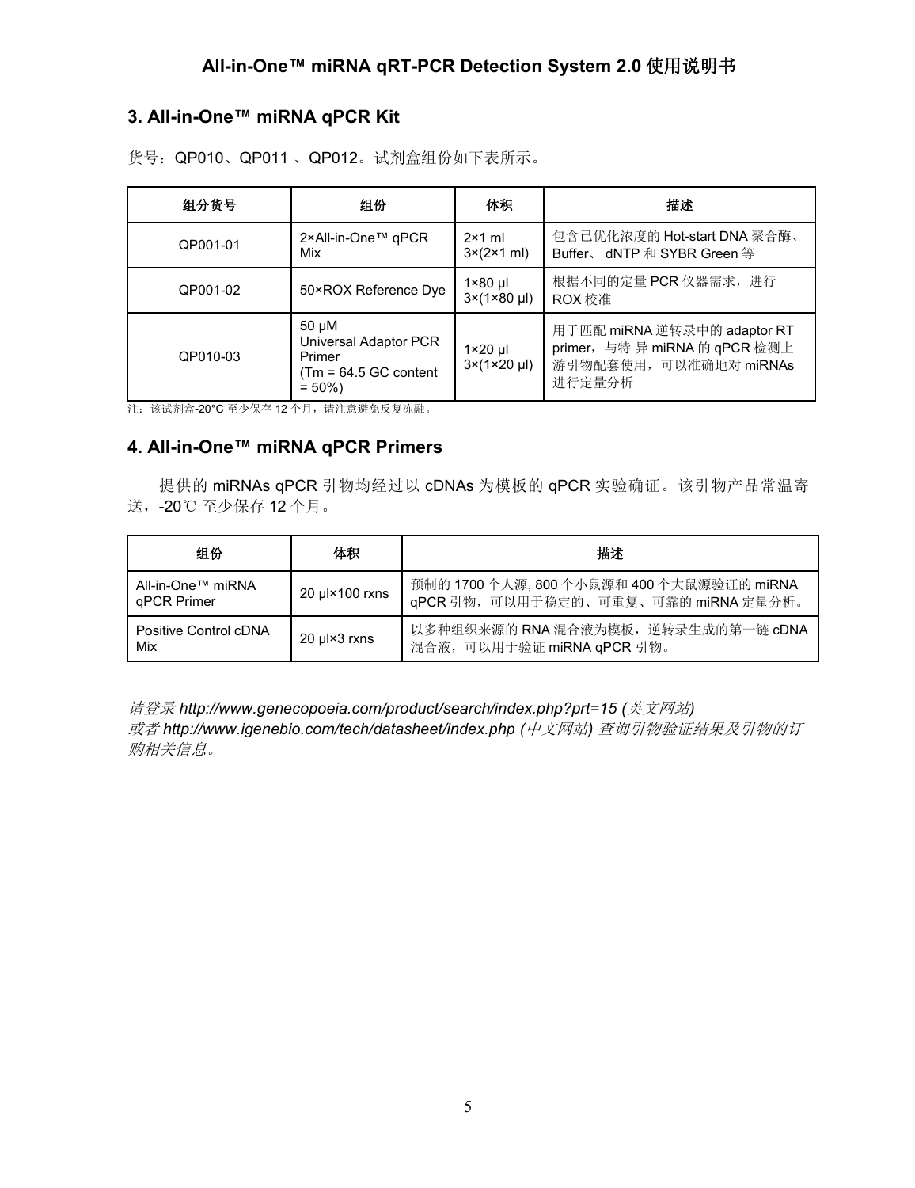## 3. All-in-One™ miRNA qPCR Kit

货号：QP010、QP011 、QP012。试剂盒组份如下表所示。

| 组分货号 | 组份 | 体积 | 描述 |
|---|---|---|---|
| QP001-01 | 2×All-in-One™ qPCR Mix | 2×1 ml<br>3×(2×1 ml) | 包含已优化浓度的 Hot-start DNA 聚合酶、Buffer、 dNTP 和 SYBR Green 等 |
| QP001-02 | 50×ROX Reference Dye | 1×80 µl<br>3×(1×80 µl) | 根据不同的定量 PCR 仪器需求，进行 ROX 校准 |
| QP010-03 | 50 µM Universal Adaptor PCR Primer (Tm = 64.5 GC content = 50%) | 1×20 µl<br>3×(1×20 µl) | 用于匹配 miRNA 逆转录中的 adaptor RT primer，与特 异 miRNA 的 qPCR 检测上游引物配套使用，可以准确地对 miRNAs 进行定量分析 |

注：该试剂盒-20°C 至少保存 12 个月，请注意避免反复冻融。

## 4. All-in-One™ miRNA qPCR Primers

提供的 miRNAs qPCR 引物均经过以 cDNAs 为模板的 qPCR 实验确证。该引物产品常温寄送，-20℃ 至少保存 12 个月。

| 组份 | 体积 | 描述 |
|---|---|---|
| All-in-One™ miRNA qPCR Primer | 20 µl×100 rxns | 预制的 1700 个人源, 800 个小鼠源和 400 个大鼠源验证的 miRNA qPCR 引物，可以用于稳定的、可重复、可靠的 miRNA 定量分析。 |
| Positive Control cDNA Mix | 20 µl×3 rxns | 以多种组织来源的 RNA 混合液为模板，逆转录生成的第一链 cDNA 混合液，可以用于验证 miRNA qPCR 引物。 |

*请登录 http://www.genecopoeia.com/product/search/index.php?prt=15 (英文网站)*
*或者 http://www.igenebio.com/tech/datasheet/index.php (中文网站) 查询引物验证结果及引物的订购相关信息。*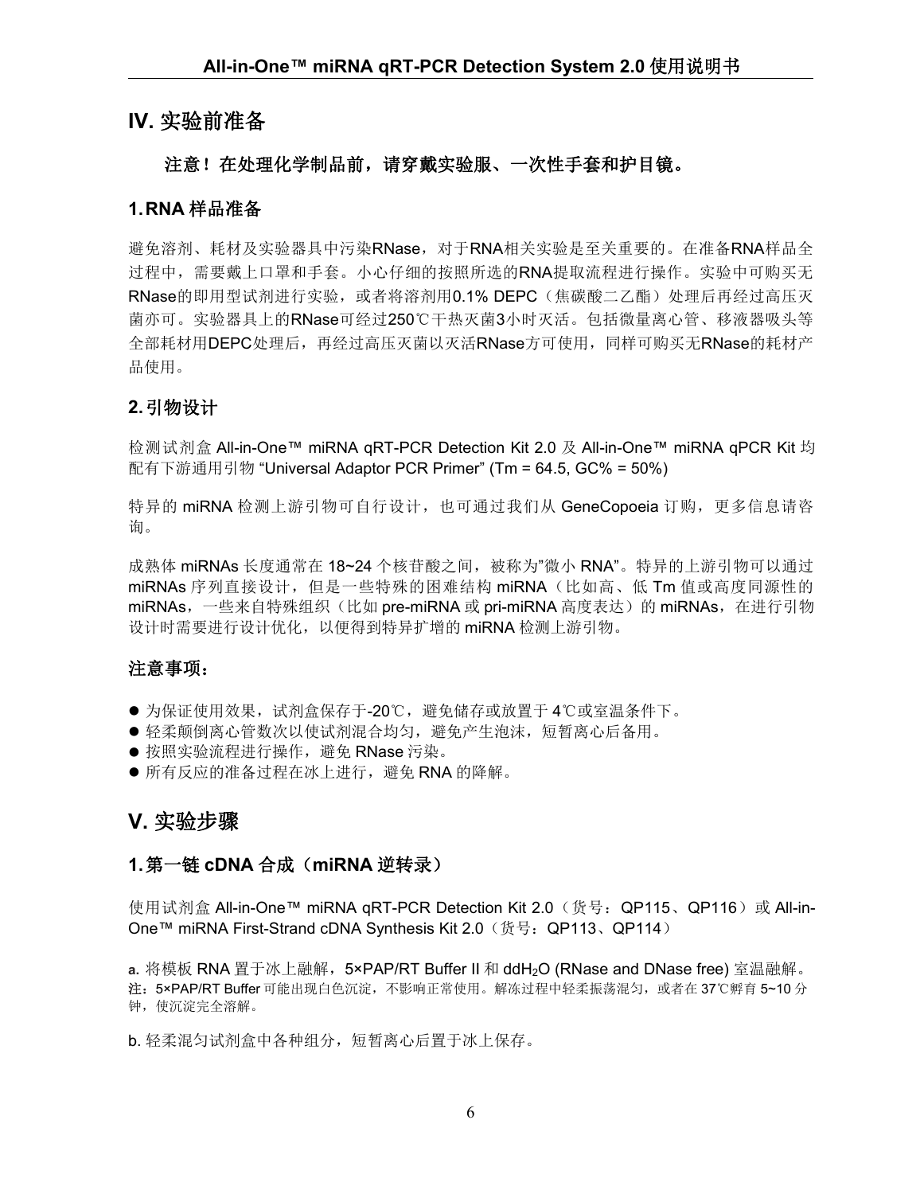## IV. 实验前准备

**注意！在处理化学制品前，请穿戴实验服、一次性手套和护目镜。**

### 1. RNA 样品准备

避免溶剂、耗材及实验器具中污染RNase，对于RNA相关实验是至关重要的。在准备RNA样品全过程中，需要戴上口罩和手套。小心仔细的按照所选的RNA提取流程进行操作。实验中可购买无RNase的即用型试剂进行实验，或者将溶剂用0.1% DEPC（焦碳酸二乙酯）处理后再经过高压灭菌亦可。实验器具上的RNase可经过250℃干热灭菌3小时灭活。包括微量离心管、移液器吸头等全部耗材用DEPC处理后，再经过高压灭菌以灭活RNase方可使用，同样可购买无RNase的耗材产品使用。

### 2. 引物设计

检测试剂盒 All-in-One™ miRNA qRT-PCR Detection Kit 2.0 及 All-in-One™ miRNA qPCR Kit 均配有下游通用引物 “Universal Adaptor PCR Primer” (Tm = 64.5, GC% = 50%)

特异的 miRNA 检测上游引物可自行设计，也可通过我们从 GeneCopoeia 订购，更多信息请咨询。

成熟体 miRNAs 长度通常在 18~24 个核苷酸之间，被称为”微小 RNA”。特异的上游引物可以通过 miRNAs 序列直接设计，但是一些特殊的困难结构 miRNA（比如高、低 Tm 值或高度同源性的 miRNAs，一些来自特殊组织（比如 pre-miRNA 或 pri-miRNA 高度表达）的 miRNAs，在进行引物设计时需要进行设计优化，以便得到特异扩增的 miRNA 检测上游引物。

### 注意事项：

- 为保证使用效果，试剂盒保存于-20℃，避免储存或放置于 4℃或室温条件下。
- 轻柔颠倒离心管数次以使试剂混合均匀，避免产生泡沫，短暂离心后备用。
- 按照实验流程进行操作，避免 RNase 污染。
- 所有反应的准备过程在冰上进行，避免 RNA 的降解。

## V. 实验步骤

### 1. 第一链 cDNA 合成（miRNA 逆转录）

使用试剂盒 All-in-One™ miRNA qRT-PCR Detection Kit 2.0（货号：QP115、QP116）或 All-in-One™ miRNA First-Strand cDNA Synthesis Kit 2.0（货号：QP113、QP114）

a. 将模板 RNA 置于冰上融解，5×PAP/RT Buffer II 和 $ddH_2O$ (RNase and DNase free) 室温融解。
注：5×PAP/RT Buffer 可能出现白色沉淀，不影响正常使用。解冻过程中轻柔振荡混匀，或者在 37℃孵育 5~10 分钟，使沉淀完全溶解。

b. 轻柔混匀试剂盒中各种组分，短暂离心后置于冰上保存。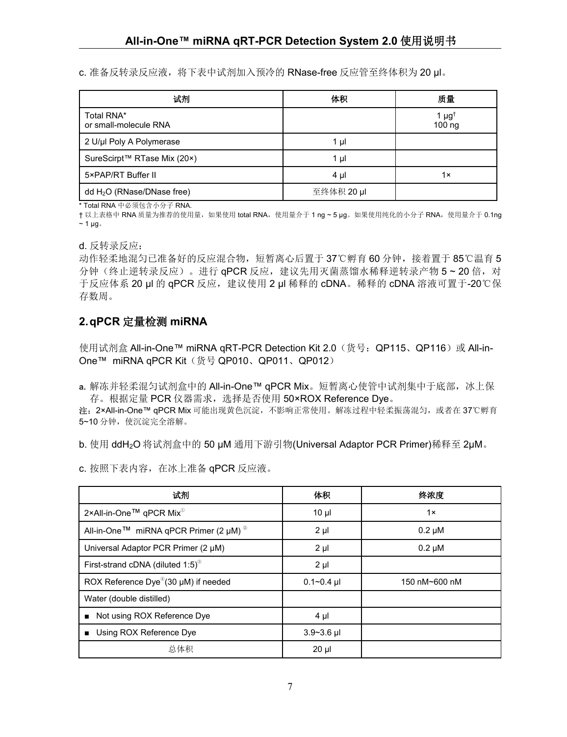c. 准备反转录反应液，将下表中试剂加入预冷的 RNase-free 反应管至终体积为 20 μl。

| 试剂 | 体积 | 质量 |
|---|---|---|
| Total RNA* or small-molecule RNA | | 1 μg† 100 ng |
| 2 U/μl Poly A Polymerase | 1 μl | |
| SureScirpt™ RTase Mix (20×) | 1 μl | |
| 5×PAP/RT Buffer II | 4 μl | 1× |
| dd $H_2O$ (RNase/DNase free) | 至终体积 20 μl | |

\* Total RNA 中必须包含小分子 RNA.

† 以上表格中 RNA 质量为推荐的使用量，如果使用 total RNA，使用量介于 1 ng ~ 5 μg。如果使用纯化的小分子 RNA，使用量介于 0.1ng ~ 1 μg。

d. 反转录反应：

动作轻柔地混匀已准备好的反应混合物，短暂离心后置于 37℃孵育 60 分钟，接着置于 85℃温育 5 分钟（终止逆转录反应）。进行 qPCR 反应，建议先用灭菌蒸馏水稀释逆转录产物 5 ~ 20 倍，对于反应体系 20 μl 的 qPCR 反应，建议使用 2 μl 稀释的 cDNA。稀释的 cDNA 溶液可置于-20℃保存数周。

## 2. qPCR 定量检测 miRNA

使用试剂盒 All-in-One™ miRNA qRT-PCR Detection Kit 2.0（货号：QP115、QP116）或 All-in-One™ miRNA qPCR Kit（货号 QP010、QP011、QP012）

a. 解冻并轻柔混匀试剂盒中的 All-in-One™ qPCR Mix。短暂离心使管中试剂集中于底部，冰上保存。根据定量 PCR 仪器需求，选择是否使用 50×ROX Reference Dye。

注：2×All-in-One™ qPCR Mix 可能出现黄色沉淀，不影响正常使用。解冻过程中轻柔振荡混匀，或者在 37℃孵育 5~10 分钟，使沉淀完全溶解。

b. 使用 dd$H_2O$ 将试剂盒中的 50 μM 通用下游引物(Universal Adaptor PCR Primer)稀释至 2μM。

c. 按照下表内容，在冰上准备 qPCR 反应液。

| 试剂 | 体积 | 终浓度 |
|---|---|---|
| 2×All-in-One™ qPCR Mix① | 10 μl | 1× |
| All-in-One™ miRNA qPCR Primer (2 μM) ② | 2 μl | 0.2 μM |
| Universal Adaptor PCR Primer (2 μM) | 2 μl | 0.2 μM |
| First-strand cDNA (diluted 1:5)③ | 2 μl | |
| ROX Reference Dye④(30 μM) if needed | 0.1~0.4 μl | 150 nM~600 nM |
| Water (double distilled) | | |
| ■ Not using ROX Reference Dye | 4 μl | |
| ■ Using ROX Reference Dye | 3.9~3.6 μl | |
| 总体积 | 20 μl | |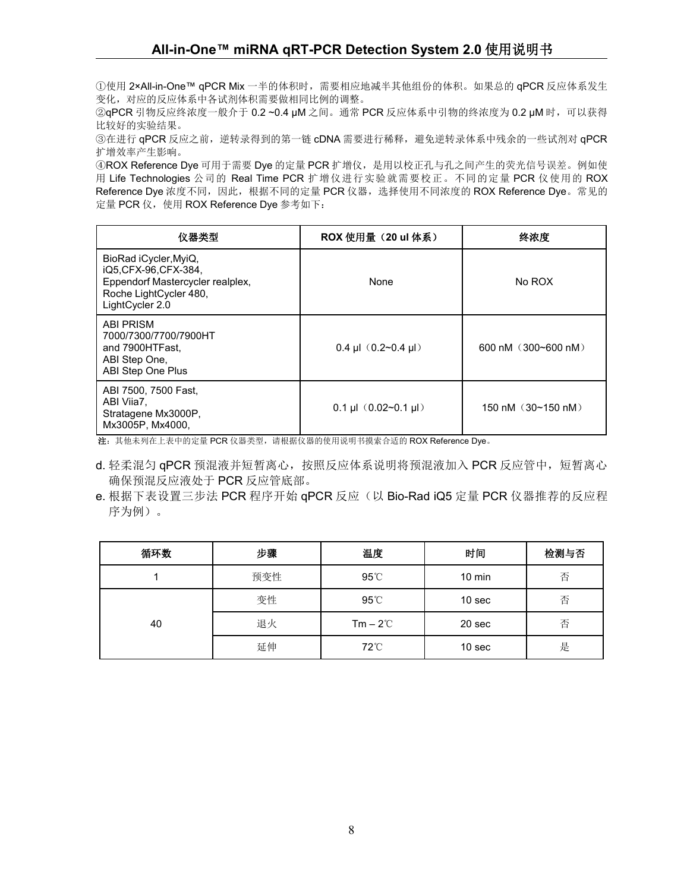①使用 2×All-in-One™ qPCR Mix 一半的体积时，需要相应地减半其他组份的体积。如果总的 qPCR 反应体系发生变化，对应的反应体系中各试剂体积需要做相同比例的调整。

②qPCR 引物反应终浓度一般介于 0.2 ~0.4 μM 之间。通常 PCR 反应体系中引物的终浓度为 0.2 μM 时，可以获得比较好的实验结果。

③在进行 qPCR 反应之前，逆转录得到的第一链 cDNA 需要进行稀释，避免逆转录体系中残余的一些试剂对 qPCR 扩增效率产生影响。

④ROX Reference Dye 可用于需要 Dye 的定量 PCR 扩增仪，是用以校正孔与孔之间产生的荧光信号误差。例如使用 Life Technologies 公司的 Real Time PCR 扩增仪进行实验就需要校正。不同的定量 PCR 仪使用的 ROX Reference Dye 浓度不同，因此，根据不同的定量 PCR 仪器，选择使用不同浓度的 ROX Reference Dye。常见的定量 PCR 仪，使用 ROX Reference Dye 参考如下：

| 仪器类型 | ROX 使用量（20 ul 体系） | 终浓度 |
|---|---|---|
| BioRad iCycler,MyiQ, iQ5,CFX-96,CFX-384, Eppendorf Mastercycler realplex, Roche LightCycler 480, LightCycler 2.0 | None | No ROX |
| ABI PRISM 7000/7300/7700/7900HT and 7900HTFast, ABI Step One, ABI Step One Plus | 0.4 μl（0.2~0.4 μl） | 600 nM（300~600 nM） |
| ABI 7500, 7500 Fast, ABI Viia7, Stratagene Mx3000P, Mx3005P, Mx4000, | 0.1 μl（0.02~0.1 μl） | 150 nM（30~150 nM） |

**注**：其他未列在上表中的定量 PCR 仪器类型，请根据仪器的使用说明书摸索合适的 ROX Reference Dye。

d. 轻柔混匀 qPCR 预混液并短暂离心，按照反应体系说明将预混液加入 PCR 反应管中，短暂离心确保预混反应液处于 PCR 反应管底部。

e. 根据下表设置三步法 PCR 程序开始 qPCR 反应（以 Bio-Rad iQ5 定量 PCR 仪器推荐的反应程序为例）。

| 循环数 | 步骤 | 温度 | 时间 | 检测与否 |
|---|---|---|---|---|
| 1 | 预变性 | 95℃ | 10 min | 否 |
| 40 | 变性 | 95℃ | 10 sec | 否 |
| | 退火 | Tm – 2℃ | 20 sec | 否 |
| | 延伸 | 72℃ | 10 sec | 是 |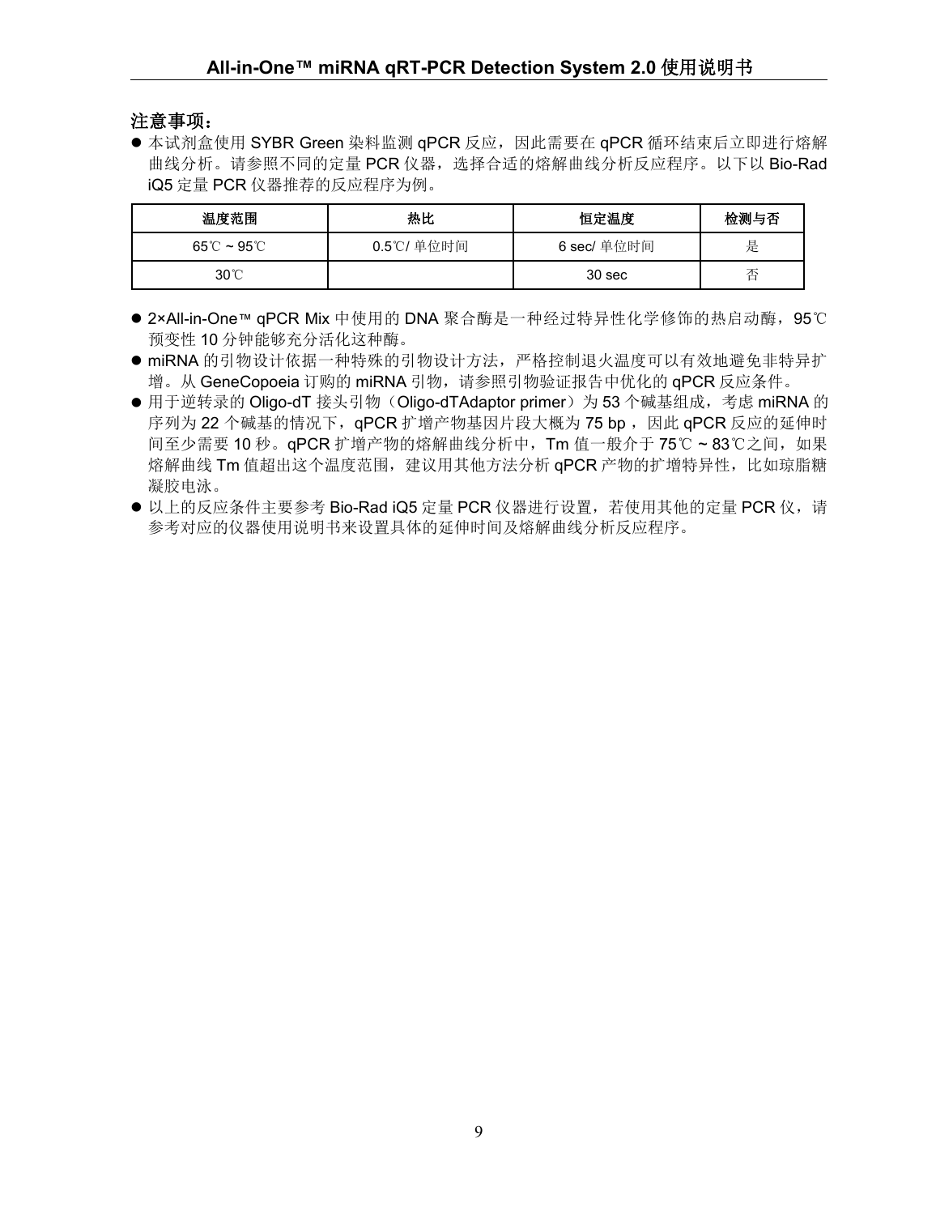**注意事项：**

- 本试剂盒使用 SYBR Green 染料监测 qPCR 反应，因此需要在 qPCR 循环结束后立即进行熔解曲线分析。请参照不同的定量 PCR 仪器，选择合适的熔解曲线分析反应程序。以下以 Bio-Rad iQ5 定量 PCR 仪器推荐的反应程序为例。

| 温度范围 | 热比 | 恒定温度 | 检测与否 |
|---|---|---|---|
| 65℃ ~ 95℃ | 0.5℃/ 单位时间 | 6 sec/ 单位时间 | 是 |
| 30℃ | | 30 sec | 否 |

- 2×All-in-One™ qPCR Mix 中使用的 DNA 聚合酶是一种经过特异性化学修饰的热启动酶，95℃预变性 10 分钟能够充分活化这种酶。
- miRNA 的引物设计依据一种特殊的引物设计方法，严格控制退火温度可以有效地避免非特异扩增。从 GeneCopoeia 订购的 miRNA 引物，请参照引物验证报告中优化的 qPCR 反应条件。
- 用于逆转录的 Oligo-dT 接头引物（Oligo-dTAdaptor primer）为 53 个碱基组成，考虑 miRNA 的序列为 22 个碱基的情况下，qPCR 扩增产物基因片段大概为 75 bp，因此 qPCR 反应的延伸时间至少需要 10 秒。qPCR 扩增产物的熔解曲线分析中，Tm 值一般介于 75℃ ~ 83℃之间，如果熔解曲线 Tm 值超出这个温度范围，建议用其他方法分析 qPCR 产物的扩增特异性，比如琼脂糖凝胶电泳。
- 以上的反应条件主要参考 Bio-Rad iQ5 定量 PCR 仪器进行设置，若使用其他的定量 PCR 仪，请参考对应的仪器使用说明书来设置具体的延伸时间及熔解曲线分析反应程序。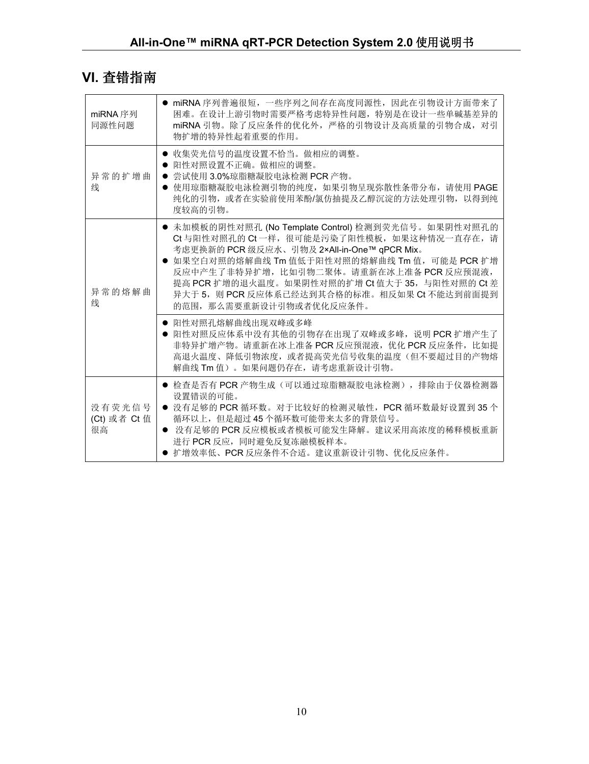## VI. 查错指南

| | |
|---|---|
| miRNA 序列同源性问题 | ● miRNA 序列普遍很短，一些序列之间存在高度同源性，因此在引物设计方面带来了困难。在设计上游引物时需要严格考虑特异性问题，特别是在设计一些单碱基差异的 miRNA 引物。除了反应条件的优化外，严格的引物设计及高质量的引物合成，对引物扩增的特异性起着重要的作用。 |
| 异常的扩增曲线 | ● 收集荧光信号的温度设置不恰当。做相应的调整。<br>● 阳性对照设置不正确。做相应的调整。<br>● 尝试使用 3.0%琼脂糖凝胶电泳检测 PCR 产物。<br>● 使用琼脂糖凝胶电泳检测引物的纯度，如果引物呈现弥散性条带分布，请使用 PAGE 纯化的引物，或者在实验前使用苯酚/氯仿抽提及乙醇沉淀的方法处理引物，以得到纯度较高的引物。 |
| 异常的熔解曲线 | ● 未加模板的阴性对照孔 (No Template Control) 检测到荧光信号。如果阴性对照孔的 Ct 与阳性对照孔的 Ct 一样，很可能是污染了阳性模板，如果这种情况一直存在，请考虑更换新的 PCR 级反应水、引物及 2×All-in-One™ qPCR Mix。<br>● 如果空白对照的熔解曲线 Tm 值低于阳性对照的熔解曲线 Tm 值，可能是 PCR 扩增反应中产生了非特异扩增，比如引物二聚体。请重新在冰上准备 PCR 反应预混液，提高 PCR 扩增的退火温度。如果阴性对照的扩增 Ct 值大于 35，与阳性对照的 Ct 差异大于 5，则 PCR 反应体系已经达到其合格的标准。相反如果 Ct 不能达到前面提到的范围，那么需要重新设计引物或者优化反应条件。 |
| | ● 阳性对照孔熔解曲线出现双峰或多峰<br>● 阳性对照反应体系中没有其他的引物存在出现了双峰或多峰，说明 PCR 扩增产生了非特异扩增产物。请重新在冰上准备 PCR 反应预混液，优化 PCR 反应条件，比如提高退火温度、降低引物浓度，或者提高荧光信号收集的温度（但不要超过目的产物熔解曲线 Tm 值）。如果问题仍存在，请考虑重新设计引物。 |
| 没有荧光信号 (Ct) 或者 Ct 值很高 | ● 检查是否有 PCR 产物生成（可以通过琼脂糖凝胶电泳检测），排除由于仪器检测器设置错误的可能。<br>● 没有足够的 PCR 循环数。对于比较好的检测灵敏性，PCR 循环数最好设置到 35 个循环以上，但是超过 45 个循环数可能带来太多的背景信号。<br>● 没有足够的 PCR 反应模板或者模板可能发生降解。建议采用高浓度的稀释模板重新进行 PCR 反应，同时避免反复冻融模板样本。<br>● 扩增效率低、PCR 反应条件不合适。建议重新设计引物、优化反应条件。 |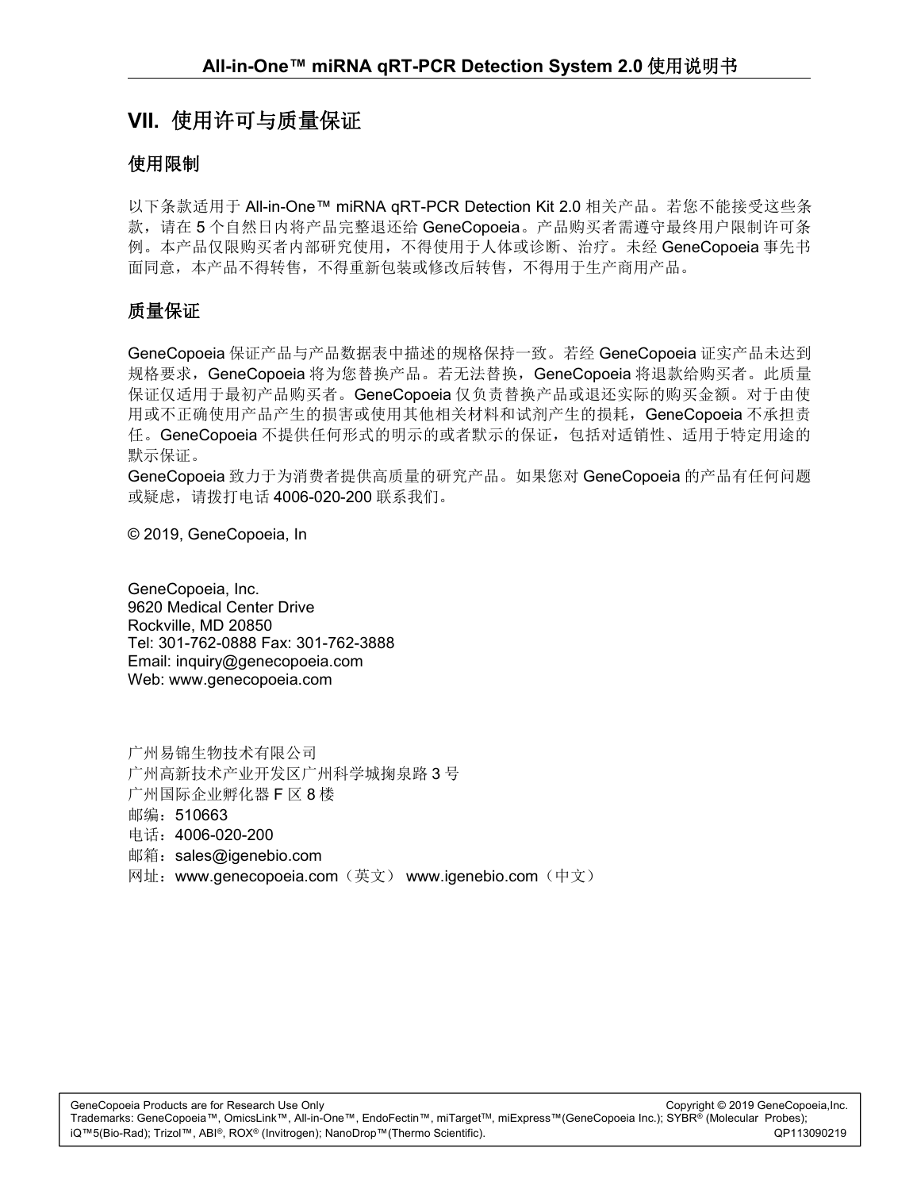## VII. 使用许可与质量保证

### 使用限制

以下条款适用于 All-in-One™ miRNA qRT-PCR Detection Kit 2.0 相关产品。若您不能接受这些条款，请在 5 个自然日内将产品完整退还给 GeneCopoeia。产品购买者需遵守最终用户限制许可条例。本产品仅限购买者内部研究使用，不得使用于人体或诊断、治疗。未经 GeneCopoeia 事先书面同意，本产品不得转售，不得重新包装或修改后转售，不得用于生产商用产品。

### 质量保证

GeneCopoeia 保证产品与产品数据表中描述的规格保持一致。若经 GeneCopoeia 证实产品未达到规格要求，GeneCopoeia 将为您替换产品。若无法替换，GeneCopoeia 将退款给购买者。此质量保证仅适用于最初产品购买者。GeneCopoeia 仅负责替换产品或退还实际的购买金额。对于由使用或不正确使用产品产生的损害或使用其他相关材料和试剂产生的损耗，GeneCopoeia 不承担责任。GeneCopoeia 不提供任何形式的明示的或者默示的保证，包括对适销性、适用于特定用途的默示保证。
GeneCopoeia 致力于为消费者提供高质量的研究产品。如果您对 GeneCopoeia 的产品有任何问题或疑虑，请拨打电话 4006-020-200 联系我们。

© 2019, GeneCopoeia, In

GeneCopoeia, Inc.
9620 Medical Center Drive
Rockville, MD 20850
Tel: 301-762-0888 Fax: 301-762-3888
Email: inquiry@genecopoeia.com
Web: www.genecopoeia.com

广州易锦生物技术有限公司
广州高新技术产业开发区广州科学城掬泉路 3 号
广州国际企业孵化器 F 区 8 楼
邮编：510663
电话：4006-020-200
邮箱：sales@igenebio.com
网址：www.genecopoeia.com（英文） www.igenebio.com（中文）

GeneCopoeia Products are for Research Use Only　　Copyright © 2019 GeneCopoeia,Inc.
Trademarks: GeneCopoeia™, OmicsLink™, All-in-One™, EndoFectin™, miTarget™, miExpress™(GeneCopoeia Inc.); SYBR® (Molecular Probes); iQ™5(Bio-Rad); Trizol™, ABI®, ROX® (Invitrogen); NanoDrop™(Thermo Scientific).　　QP113090219